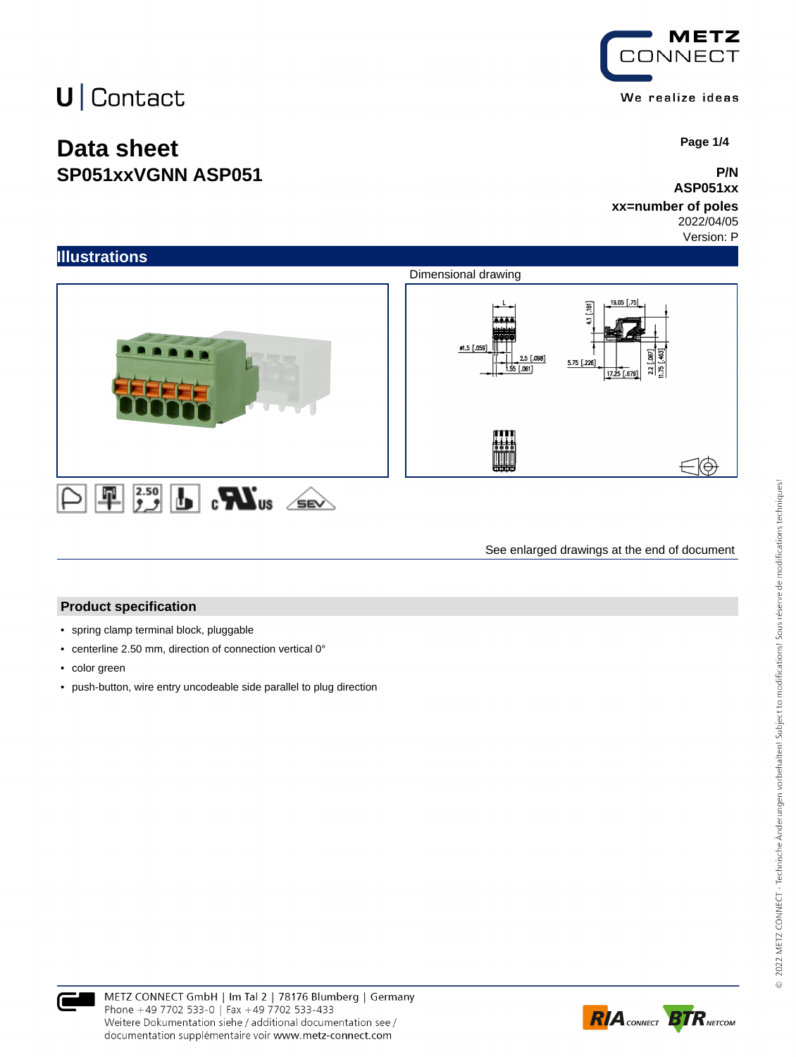U | Contact

METZ CONNECT

We realize ideas

# Data sheet
## SP051xxVGNN ASP051

**P/N**
**ASP051xx**
**xx=number of poles**
2022/04/05
Version: P

## Illustrations

Dimensional drawing

See enlarged drawings at the end of document

### Product specification

- spring clamp terminal block, pluggable
- centerline 2.50 mm, direction of connection vertical 0°
- color green
- push-button, wire entry uncodeable side parallel to plug direction

METZ CONNECT GmbH | Im Tal 2 | 78176 Blumberg | Germany
Phone +49 7702 533-0 | Fax +49 7702 533-433
Weitere Dokumentation siehe / additional documentation see /
documentation supplémentaire voir www.metz-connect.com

© 2022 METZ CONNECT - Technische Änderungen vorbehalten! Subject to modifications! Sous réserve de modifications techniques!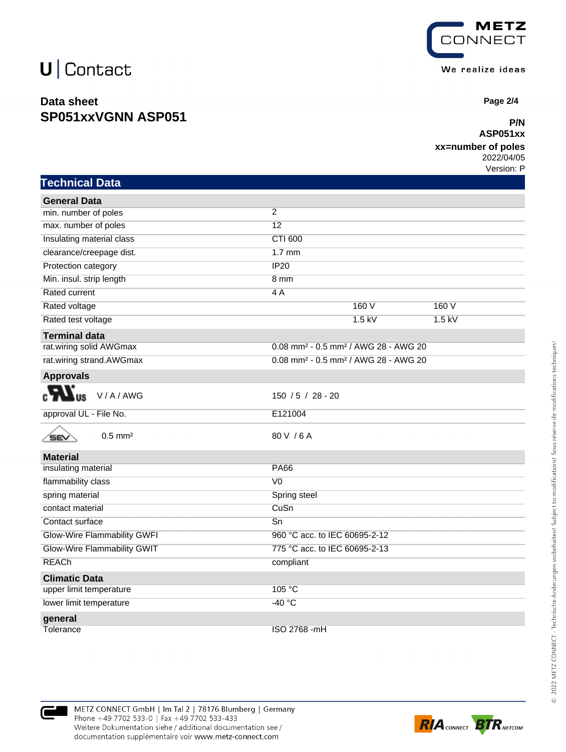# Data sheet
## SP051xxVGNN ASP051

**P/N**
**ASP051xx**
**xx=number of poles**
2022/04/05
Version: P

## Technical Data

| General Data | | | |
|---|---|---|---|
| min. number of poles | 2 | | |
| max. number of poles | 12 | | |
| Insulating material class | CTI 600 | | |
| clearance/creepage dist. | 1.7 mm | | |
| Protection category | IP20 | | |
| Min. insul. strip length | 8 mm | | |
| Rated current | 4 A | | |
| Rated voltage | | 160 V | 160 V |
| Rated test voltage | | 1.5 kV | 1.5 kV |

| Terminal data | |
|---|---|
| rat.wiring solid AWGmax | 0.08 mm² - 0.5 mm² / AWG 28 - AWG 20 |
| rat.wiring strand.AWGmax | 0.08 mm² - 0.5 mm² / AWG 28 - AWG 20 |

| Approvals | |
|---|---|
| cULus V / A / AWG | 150 / 5 / 28 - 20 |
| approval UL - File No. | E121004 |
| SEV 0.5 mm² | 80 V / 6 A |

| Material | |
|---|---|
| insulating material | PA66 |
| flammability class | V0 |
| spring material | Spring steel |
| contact material | CuSn |
| Contact surface | Sn |
| Glow-Wire Flammability GWFI | 960 °C acc. to IEC 60695-2-12 |
| Glow-Wire Flammability GWIT | 775 °C acc. to IEC 60695-2-13 |
| REACh | compliant |

| Climatic Data | |
|---|---|
| upper limit temperature | 105 °C |
| lower limit temperature | -40 °C |

| general | |
|---|---|
| Tolerance | ISO 2768 -mH |

METZ CONNECT GmbH | Im Tal 2 | 78176 Blumberg | Germany
Phone +49 7702 533-0 | Fax +49 7702 533-433
Weitere Dokumentation siehe / additional documentation see /
documentation supplémentaire voir www.metz-connect.com

© 2022 METZ CONNECT - Technische Änderungen vorbehalten! Subject to modifications! Sous réserve de modifications techniques!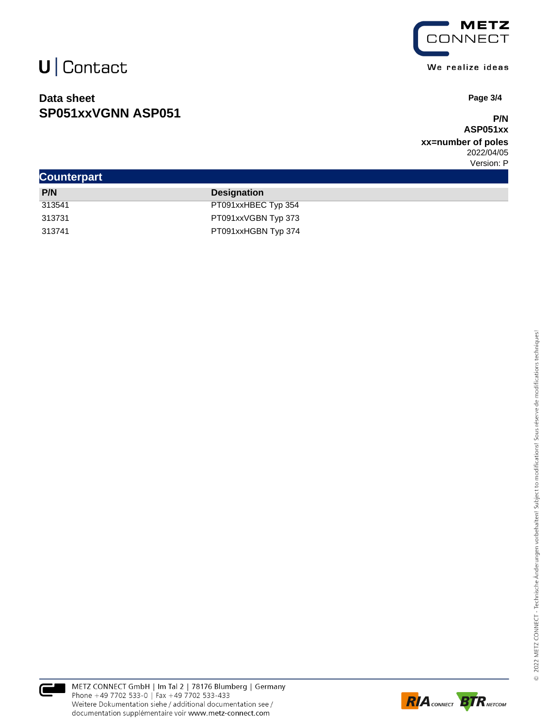U | Contact

**Data sheet**
**SP051xxVGNN ASP051**

**P/N**
**ASP051xx**
**xx=number of poles**
2022/04/05
Version: P

## Counterpart

| P/N | Designation |
|---|---|
| 313541 | PT091xxHBEC Typ 354 |
| 313731 | PT091xxVGBN Typ 373 |
| 313741 | PT091xxHGBN Typ 374 |

METZ CONNECT GmbH | Im Tal 2 | 78176 Blumberg | Germany
Phone +49 7702 533-0 | Fax +49 7702 533-433
Weitere Dokumentation siehe / additional documentation see /
documentation supplémentaire voir www.metz-connect.com

© 2022 METZ CONNECT - Technische Änderungen vorbehalten! Subject to modifications! Sous réserve de modifications techniques!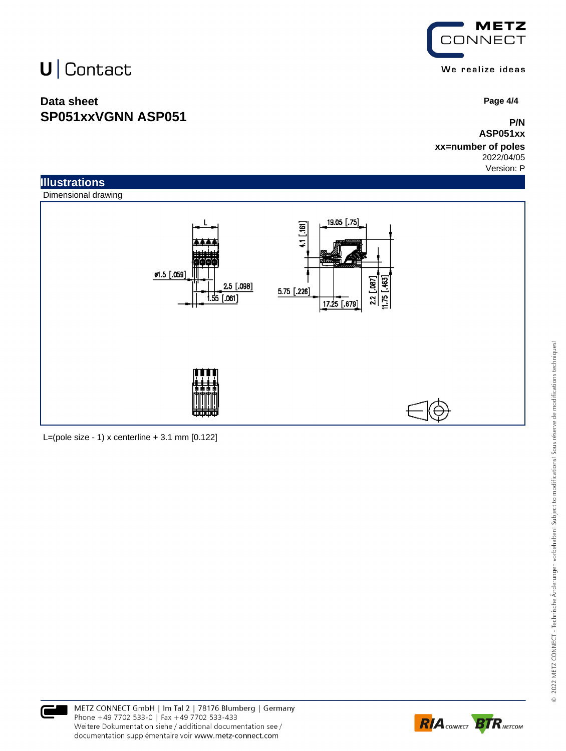# U | Contact

**Data sheet**
**SP051xxVGNN ASP051**

**P/N**
**ASP051xx**
**xx=number of poles**
2022/04/05
Version: P

## Illustrations

Dimensional drawing

L
ø1.5 [.059]
2.5 [.098]
1.55 [.061]
4.1 [.161]
19.05 [.75]
5.75 [.226]
17.25 [.679]
2.2 [.087]
11.75 [.463]

L=(pole size - 1) x centerline + 3.1 mm [0.122]

METZ CONNECT GmbH | Im Tal 2 | 78176 Blumberg | Germany
Phone +49 7702 533-0 | Fax +49 7702 533-433
Weitere Dokumentation siehe / additional documentation see /
documentation supplémentaire voir www.metz-connect.com

© 2022 METZ CONNECT - Technische Änderungen vorbehalten! Subject to modifications! Sous réserve de modifications techniques!